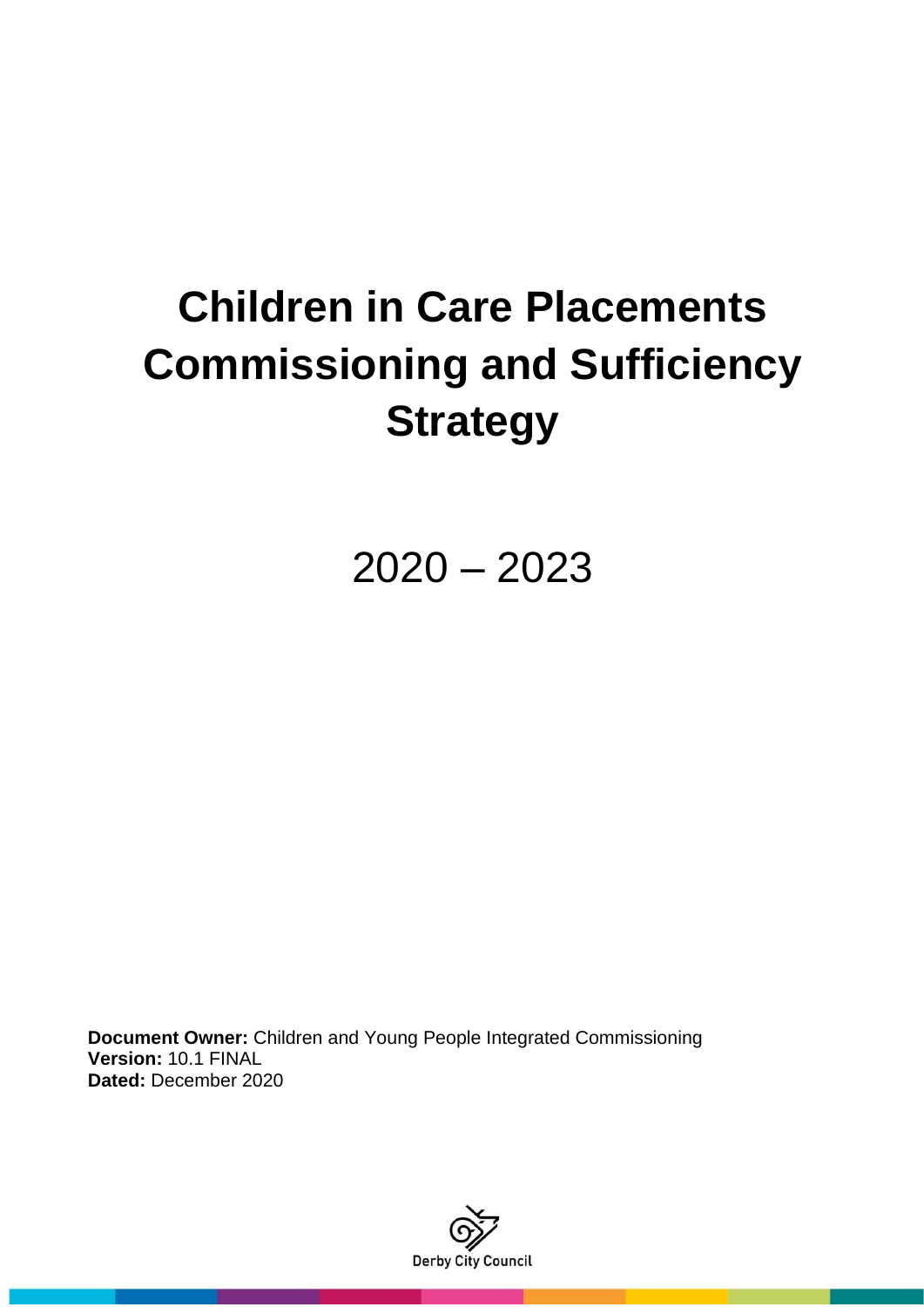# Children in Care Placements Commissioning and Sufficiency Strategy

2020 – 2023

**Document Owner:** Children and Young People Integrated Commissioning
**Version:** 10.1 FINAL
**Dated:** December 2020

Derby City Council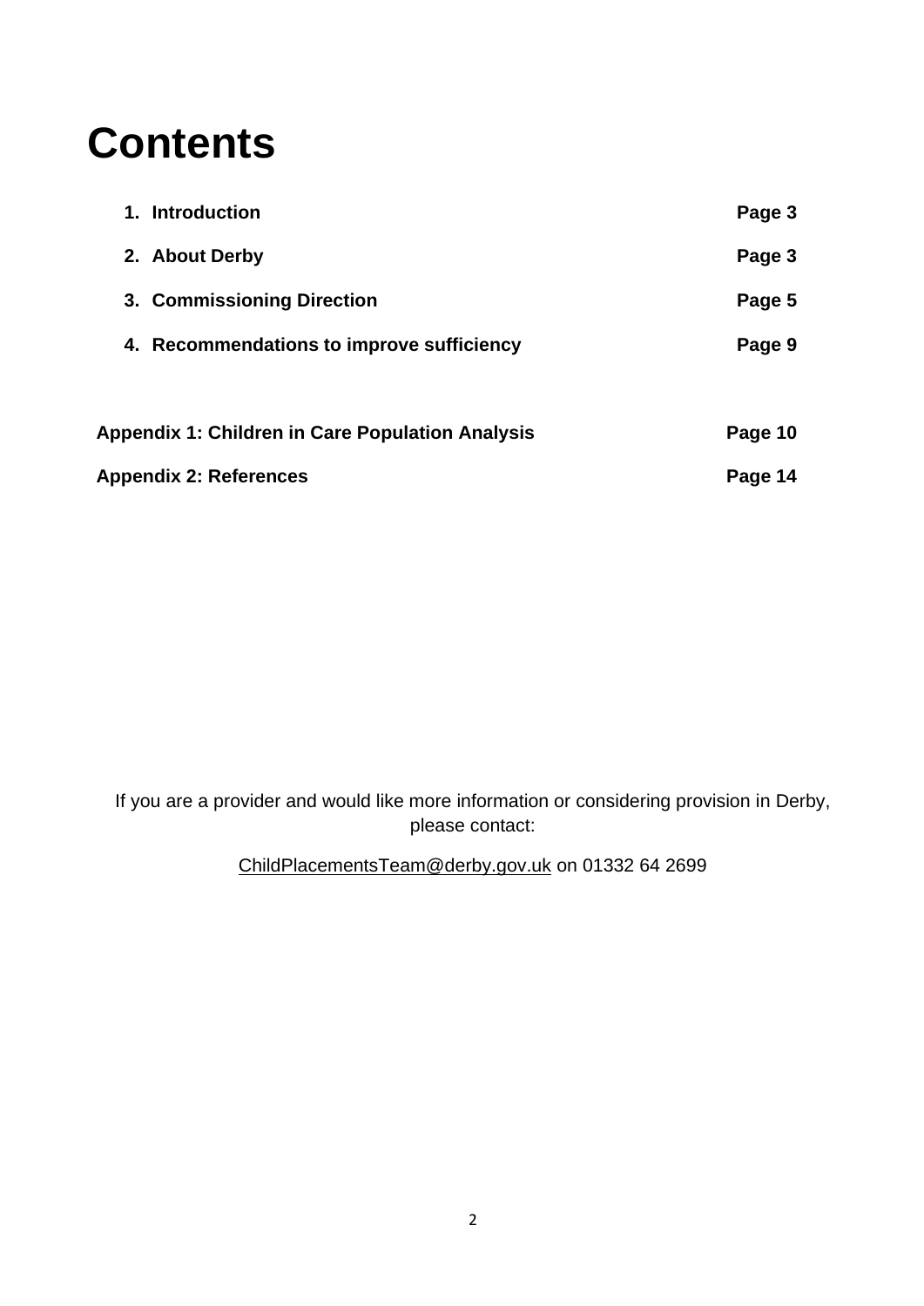# Contents

| | |
|---|---|
| **1. Introduction** | **Page 3** |
| **2. About Derby** | **Page 3** |
| **3. Commissioning Direction** | **Page 5** |
| **4. Recommendations to improve sufficiency** | **Page 9** |
| **Appendix 1: Children in Care Population Analysis** | **Page 10** |
| **Appendix 2: References** | **Page 14** |

If you are a provider and would like more information or considering provision in Derby, please contact:

ChildPlacementsTeam@derby.gov.uk on 01332 64 2699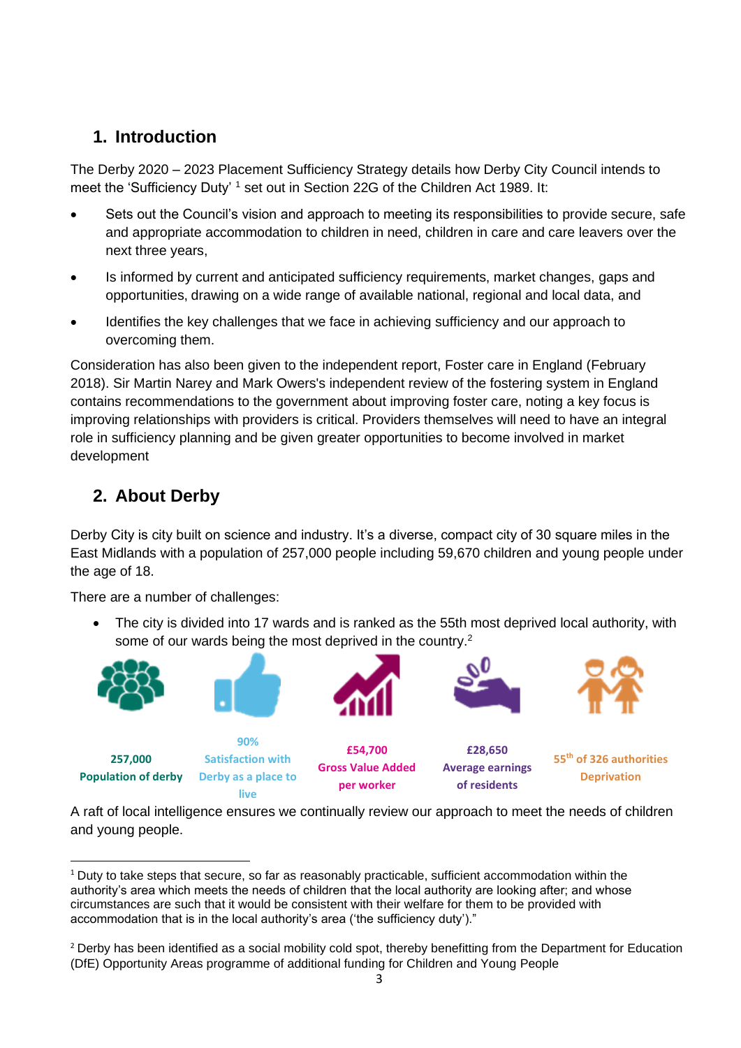## 1. Introduction

The Derby 2020 – 2023 Placement Sufficiency Strategy details how Derby City Council intends to meet the 'Sufficiency Duty' [1] set out in Section 22G of the Children Act 1989. It:

- Sets out the Council's vision and approach to meeting its responsibilities to provide secure, safe and appropriate accommodation to children in need, children in care and care leavers over the next three years,
- Is informed by current and anticipated sufficiency requirements, market changes, gaps and opportunities, drawing on a wide range of available national, regional and local data, and
- Identifies the key challenges that we face in achieving sufficiency and our approach to overcoming them.

Consideration has also been given to the independent report, Foster care in England (February 2018). Sir Martin Narey and Mark Owers's independent review of the fostering system in England contains recommendations to the government about improving foster care, noting a key focus is improving relationships with providers is critical. Providers themselves will need to have an integral role in sufficiency planning and be given greater opportunities to become involved in market development

## 2. About Derby

Derby City is city built on science and industry. It's a diverse, compact city of 30 square miles in the East Midlands with a population of 257,000 people including 59,670 children and young people under the age of 18.

There are a number of challenges:

- The city is divided into 17 wards and is ranked as the 55th most deprived local authority, with some of our wards being the most deprived in the country.[2]

**257,000**
**Population of derby**

**90%**
**Satisfaction with Derby as a place to live**

**£54,700**
**Gross Value Added per worker**

**£28,650**
**Average earnings of residents**

**55th of 326 authorities**
**Deprivation**

A raft of local intelligence ensures we continually review our approach to meet the needs of children and young people.

---

[1] Duty to take steps that secure, so far as reasonably practicable, sufficient accommodation within the authority's area which meets the needs of children that the local authority are looking after; and whose circumstances are such that it would be consistent with their welfare for them to be provided with accommodation that is in the local authority's area ('the sufficiency duty')."

[2] Derby has been identified as a social mobility cold spot, thereby benefitting from the Department for Education (DfE) Opportunity Areas programme of additional funding for Children and Young People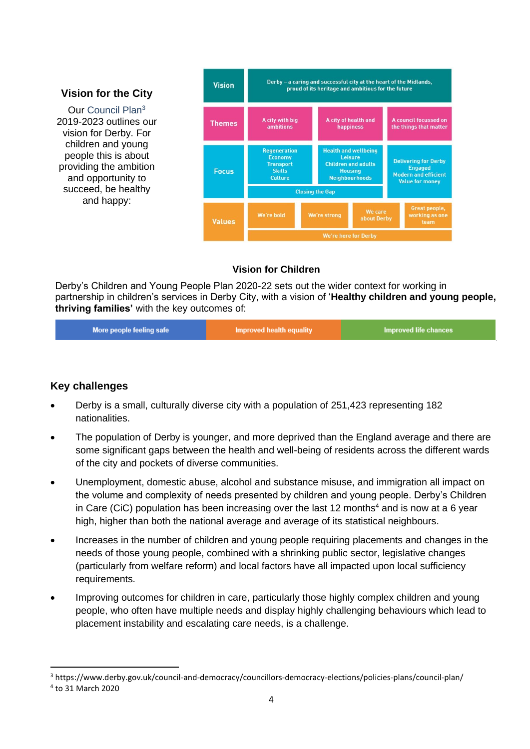### Vision for the City

Our Council Plan[3] 2019-2023 outlines our vision for Derby. For children and young people this is about providing the ambition and opportunity to succeed, be healthy and happy:

| | | | |
|---|---|---|---|
| **Vision** | Derby – a caring and successful city at the heart of the Midlands, proud of its heritage and ambitious for the future | | |
| **Themes** | A city with big ambitions | A city of health and happiness | A council focussed on the things that matter |
| **Focus** | Regeneration, Economy, Transport, Skills, Culture | Health and wellbeing, Leisure, Children and adults, Housing, Neighbourhoods | Delivering for Derby, Engaged, Modern and efficient, Value for money |
| | Closing the Gap | | |
| **Values** | We're bold | We're strong | We care about Derby; Great people, working as one team |
| | We're here for Derby | | |

### Vision for Children

Derby's Children and Young People Plan 2020-22 sets out the wider context for working in partnership in children's services in Derby City, with a vision of '**Healthy children and young people, thriving families'** with the key outcomes of:

| More people feeling safe | Improved health equality | Improved life chances |
|---|---|---|

## Key challenges

- Derby is a small, culturally diverse city with a population of 251,423 representing 182 nationalities.
- The population of Derby is younger, and more deprived than the England average and there are some significant gaps between the health and well-being of residents across the different wards of the city and pockets of diverse communities.
- Unemployment, domestic abuse, alcohol and substance misuse, and immigration all impact on the volume and complexity of needs presented by children and young people. Derby's Children in Care (CiC) population has been increasing over the last 12 months[4] and is now at a 6 year high, higher than both the national average and average of its statistical neighbours.
- Increases in the number of children and young people requiring placements and changes in the needs of those young people, combined with a shrinking public sector, legislative changes (particularly from welfare reform) and local factors have all impacted upon local sufficiency requirements.
- Improving outcomes for children in care, particularly those highly complex children and young people, who often have multiple needs and display highly challenging behaviours which lead to placement instability and escalating care needs, is a challenge.

---

[3] https://www.derby.gov.uk/council-and-democracy/councillors-democracy-elections/policies-plans/council-plan/

[4] to 31 March 2020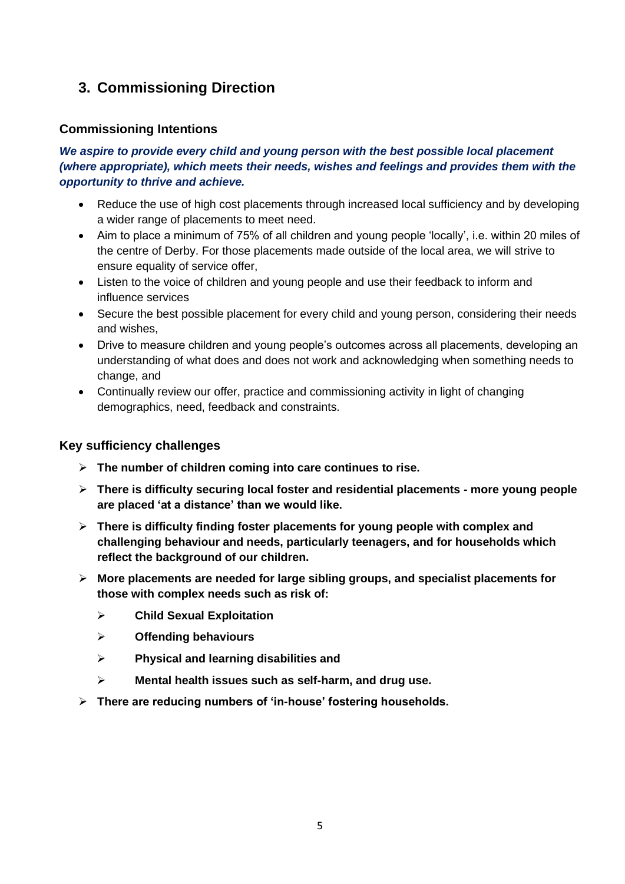## 3. Commissioning Direction

### Commissioning Intentions

***We aspire to provide every child and young person with the best possible local placement (where appropriate), which meets their needs, wishes and feelings and provides them with the opportunity to thrive and achieve.***

- Reduce the use of high cost placements through increased local sufficiency and by developing a wider range of placements to meet need.
- Aim to place a minimum of 75% of all children and young people 'locally', i.e. within 20 miles of the centre of Derby. For those placements made outside of the local area, we will strive to ensure equality of service offer,
- Listen to the voice of children and young people and use their feedback to inform and influence services
- Secure the best possible placement for every child and young person, considering their needs and wishes,
- Drive to measure children and young people's outcomes across all placements, developing an understanding of what does and does not work and acknowledging when something needs to change, and
- Continually review our offer, practice and commissioning activity in light of changing demographics, need, feedback and constraints.

### Key sufficiency challenges

- **The number of children coming into care continues to rise.**
- **There is difficulty securing local foster and residential placements - more young people are placed 'at a distance' than we would like.**
- **There is difficulty finding foster placements for young people with complex and challenging behaviour and needs, particularly teenagers, and for households which reflect the background of our children.**
- **More placements are needed for large sibling groups, and specialist placements for those with complex needs such as risk of:**
  - **Child Sexual Exploitation**
  - **Offending behaviours**
  - **Physical and learning disabilities and**
  - **Mental health issues such as self-harm, and drug use.**
- **There are reducing numbers of 'in-house' fostering households.**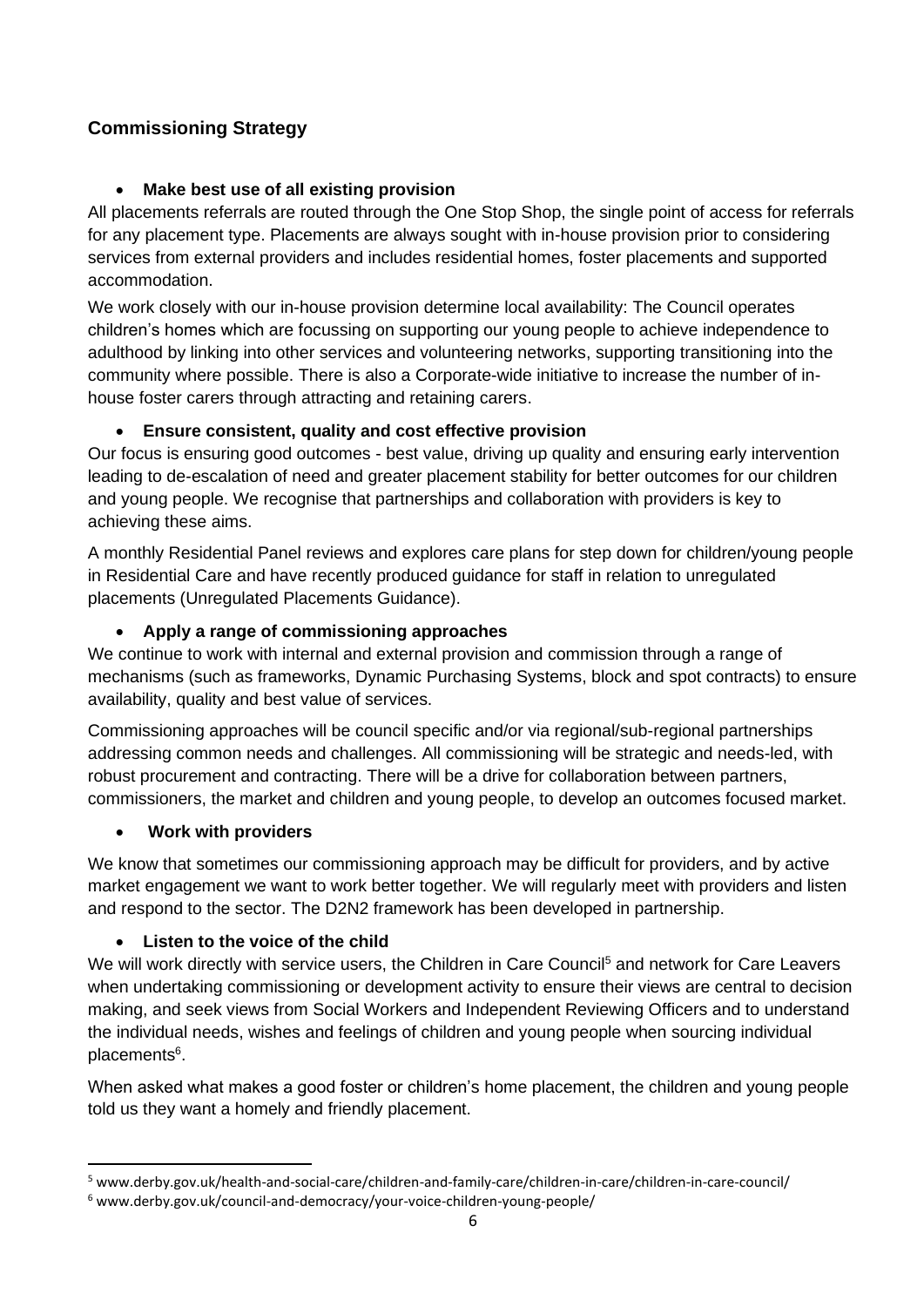## Commissioning Strategy

- **Make best use of all existing provision**

All placements referrals are routed through the One Stop Shop, the single point of access for referrals for any placement type. Placements are always sought with in-house provision prior to considering services from external providers and includes residential homes, foster placements and supported accommodation.

We work closely with our in-house provision determine local availability: The Council operates children's homes which are focussing on supporting our young people to achieve independence to adulthood by linking into other services and volunteering networks, supporting transitioning into the community where possible. There is also a Corporate-wide initiative to increase the number of in-house foster carers through attracting and retaining carers.

- **Ensure consistent, quality and cost effective provision**

Our focus is ensuring good outcomes - best value, driving up quality and ensuring early intervention leading to de-escalation of need and greater placement stability for better outcomes for our children and young people. We recognise that partnerships and collaboration with providers is key to achieving these aims.

A monthly Residential Panel reviews and explores care plans for step down for children/young people in Residential Care and have recently produced guidance for staff in relation to unregulated placements (Unregulated Placements Guidance).

- **Apply a range of commissioning approaches**

We continue to work with internal and external provision and commission through a range of mechanisms (such as frameworks, Dynamic Purchasing Systems, block and spot contracts) to ensure availability, quality and best value of services.

Commissioning approaches will be council specific and/or via regional/sub-regional partnerships addressing common needs and challenges. All commissioning will be strategic and needs-led, with robust procurement and contracting. There will be a drive for collaboration between partners, commissioners, the market and children and young people, to develop an outcomes focused market.

- **Work with providers**

We know that sometimes our commissioning approach may be difficult for providers, and by active market engagement we want to work better together. We will regularly meet with providers and listen and respond to the sector. The D2N2 framework has been developed in partnership.

- **Listen to the voice of the child**

We will work directly with service users, the Children in Care Council[5] and network for Care Leavers when undertaking commissioning or development activity to ensure their views are central to decision making, and seek views from Social Workers and Independent Reviewing Officers and to understand the individual needs, wishes and feelings of children and young people when sourcing individual placements[6].

When asked what makes a good foster or children's home placement, the children and young people told us they want a homely and friendly placement.

---

[5] www.derby.gov.uk/health-and-social-care/children-and-family-care/children-in-care/children-in-care-council/

[6] www.derby.gov.uk/council-and-democracy/your-voice-children-young-people/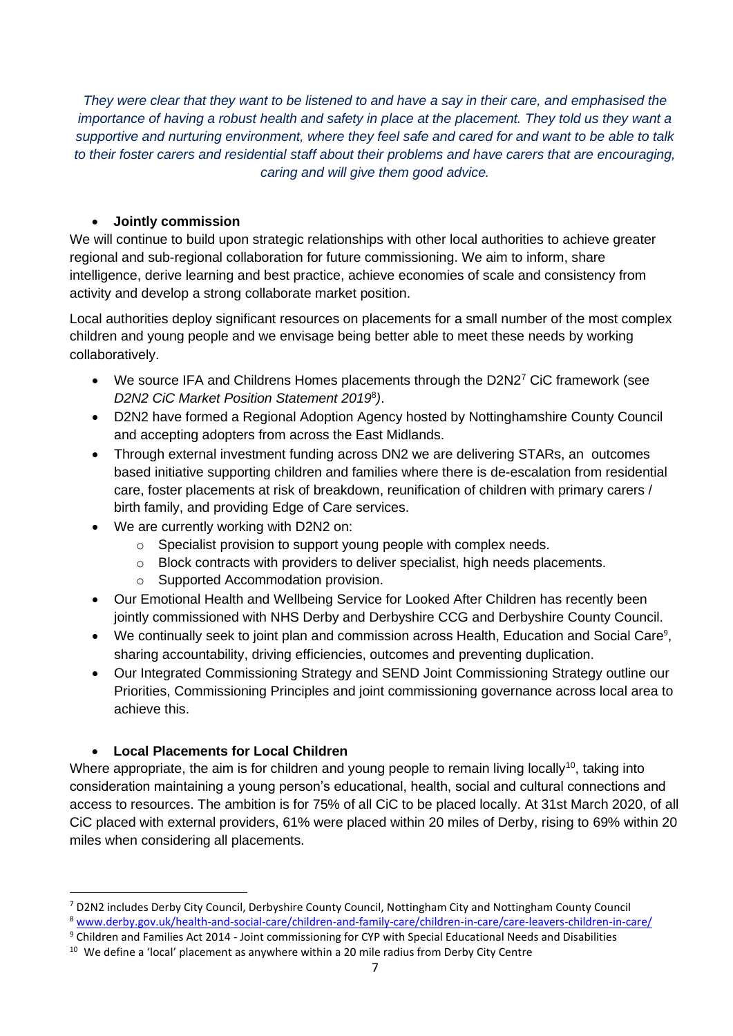*They were clear that they want to be listened to and have a say in their care, and emphasised the importance of having a robust health and safety in place at the placement. They told us they want a supportive and nurturing environment, where they feel safe and cared for and want to be able to talk to their foster carers and residential staff about their problems and have carers that are encouraging, caring and will give them good advice.*

- **Jointly commission**

We will continue to build upon strategic relationships with other local authorities to achieve greater regional and sub-regional collaboration for future commissioning. We aim to inform, share intelligence, derive learning and best practice, achieve economies of scale and consistency from activity and develop a strong collaborate market position.

Local authorities deploy significant resources on placements for a small number of the most complex children and young people and we envisage being better able to meet these needs by working collaboratively.

- We source IFA and Childrens Homes placements through the D2N2[7] CiC framework (see *D2N2 CiC Market Position Statement 2019*[8]*)*.
- D2N2 have formed a Regional Adoption Agency hosted by Nottinghamshire County Council and accepting adopters from across the East Midlands.
- Through external investment funding across DN2 we are delivering STARs, an outcomes based initiative supporting children and families where there is de-escalation from residential care, foster placements at risk of breakdown, reunification of children with primary carers / birth family, and providing Edge of Care services.
- We are currently working with D2N2 on:
  - Specialist provision to support young people with complex needs.
  - Block contracts with providers to deliver specialist, high needs placements.
  - Supported Accommodation provision.
- Our Emotional Health and Wellbeing Service for Looked After Children has recently been jointly commissioned with NHS Derby and Derbyshire CCG and Derbyshire County Council.
- We continually seek to joint plan and commission across Health, Education and Social Care[9], sharing accountability, driving efficiencies, outcomes and preventing duplication.
- Our Integrated Commissioning Strategy and SEND Joint Commissioning Strategy outline our Priorities, Commissioning Principles and joint commissioning governance across local area to achieve this.

- **Local Placements for Local Children**

Where appropriate, the aim is for children and young people to remain living locally[10], taking into consideration maintaining a young person's educational, health, social and cultural connections and access to resources. The ambition is for 75% of all CiC to be placed locally. At 31st March 2020, of all CiC placed with external providers, 61% were placed within 20 miles of Derby, rising to 69% within 20 miles when considering all placements.

---

[7] D2N2 includes Derby City Council, Derbyshire County Council, Nottingham City and Nottingham County Council

[8] www.derby.gov.uk/health-and-social-care/children-and-family-care/children-in-care/care-leavers-children-in-care/

[9] Children and Families Act 2014 - Joint commissioning for CYP with Special Educational Needs and Disabilities

[10] We define a 'local' placement as anywhere within a 20 mile radius from Derby City Centre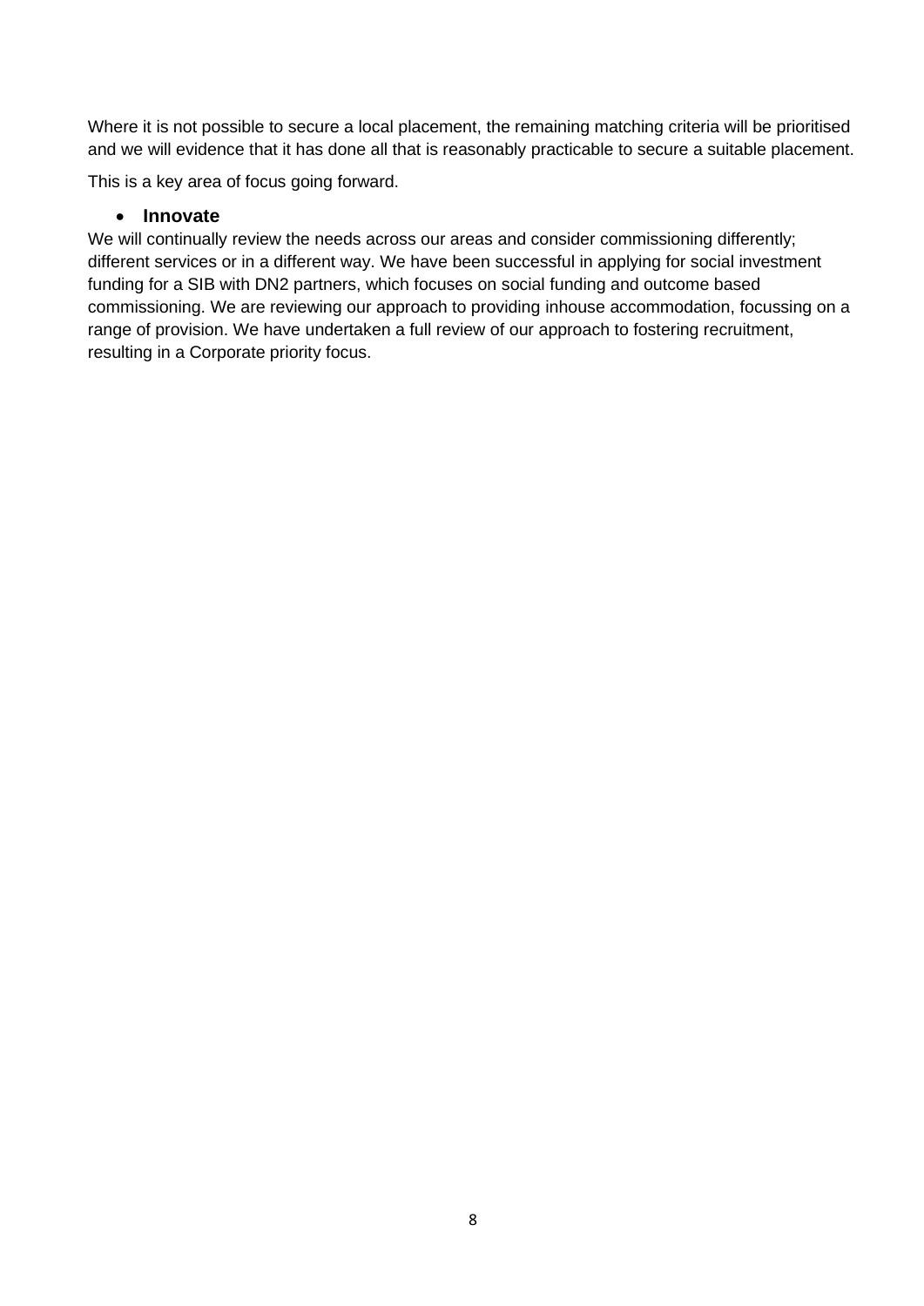Where it is not possible to secure a local placement, the remaining matching criteria will be prioritised and we will evidence that it has done all that is reasonably practicable to secure a suitable placement.

This is a key area of focus going forward.

- **Innovate**

We will continually review the needs across our areas and consider commissioning differently; different services or in a different way. We have been successful in applying for social investment funding for a SIB with DN2 partners, which focuses on social funding and outcome based commissioning. We are reviewing our approach to providing inhouse accommodation, focussing on a range of provision. We have undertaken a full review of our approach to fostering recruitment, resulting in a Corporate priority focus.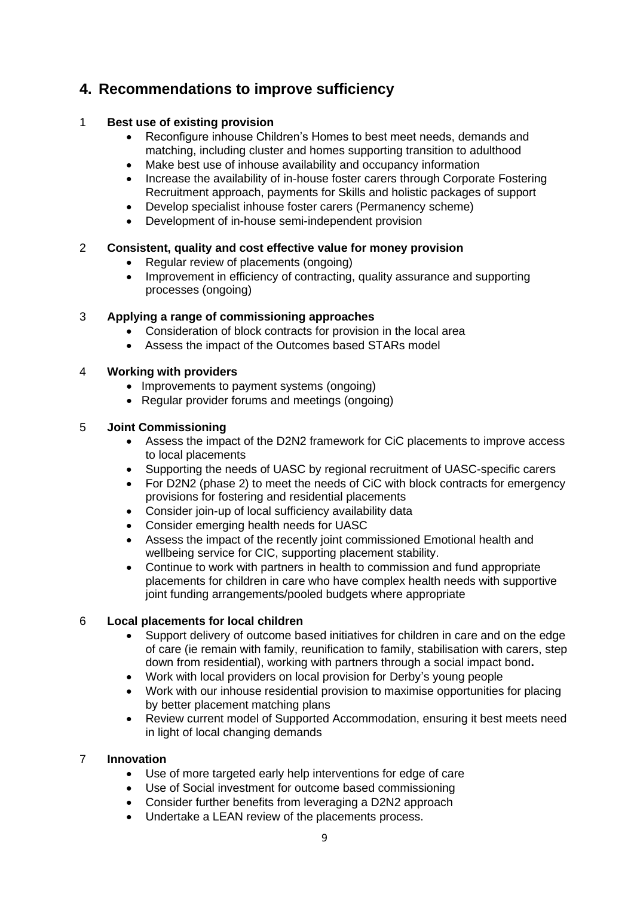## 4. Recommendations to improve sufficiency

1 **Best use of existing provision**

- Reconfigure inhouse Children's Homes to best meet needs, demands and matching, including cluster and homes supporting transition to adulthood
- Make best use of inhouse availability and occupancy information
- Increase the availability of in-house foster carers through Corporate Fostering Recruitment approach, payments for Skills and holistic packages of support
- Develop specialist inhouse foster carers (Permanency scheme)
- Development of in-house semi-independent provision

2 **Consistent, quality and cost effective value for money provision**

- Regular review of placements (ongoing)
- Improvement in efficiency of contracting, quality assurance and supporting processes (ongoing)

3 **Applying a range of commissioning approaches**

- Consideration of block contracts for provision in the local area
- Assess the impact of the Outcomes based STARs model

4 **Working with providers**

- Improvements to payment systems (ongoing)
- Regular provider forums and meetings (ongoing)

5 **Joint Commissioning**

- Assess the impact of the D2N2 framework for CiC placements to improve access to local placements
- Supporting the needs of UASC by regional recruitment of UASC-specific carers
- For D2N2 (phase 2) to meet the needs of CiC with block contracts for emergency provisions for fostering and residential placements
- Consider join-up of local sufficiency availability data
- Consider emerging health needs for UASC
- Assess the impact of the recently joint commissioned Emotional health and wellbeing service for CIC, supporting placement stability.
- Continue to work with partners in health to commission and fund appropriate placements for children in care who have complex health needs with supportive joint funding arrangements/pooled budgets where appropriate

6 **Local placements for local children**

- Support delivery of outcome based initiatives for children in care and on the edge of care (ie remain with family, reunification to family, stabilisation with carers, step down from residential), working with partners through a social impact bond**.**
- Work with local providers on local provision for Derby's young people
- Work with our inhouse residential provision to maximise opportunities for placing by better placement matching plans
- Review current model of Supported Accommodation, ensuring it best meets need in light of local changing demands

7 **Innovation**

- Use of more targeted early help interventions for edge of care
- Use of Social investment for outcome based commissioning
- Consider further benefits from leveraging a D2N2 approach
- Undertake a LEAN review of the placements process.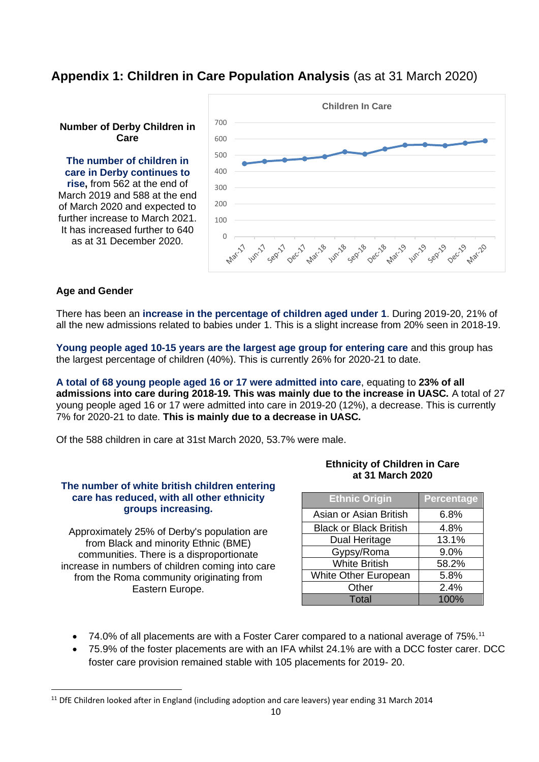# Appendix 1: Children in Care Population Analysis (as at 31 March 2020)

**Number of Derby Children in Care**

**The number of children in care in Derby continues to rise,** from 562 at the end of March 2019 and 588 at the end of March 2020 and expected to further increase to March 2021. It has increased further to 640 as at 31 December 2020.

### Age and Gender

There has been an **increase in the percentage of children aged under 1**. During 2019-20, 21% of all the new admissions related to babies under 1. This is a slight increase from 20% seen in 2018-19.

**Young people aged 10-15 years are the largest age group for entering care** and this group has the largest percentage of children (40%). This is currently 26% for 2020-21 to date.

**A total of 68 young people aged 16 or 17 were admitted into care**, equating to **23% of all admissions into care during 2018-19. This was mainly due to the increase in UASC.** A total of 27 young people aged 16 or 17 were admitted into care in 2019-20 (12%), a decrease. This is currently 7% for 2020-21 to date. **This is mainly due to a decrease in UASC.**

Of the 588 children in care at 31st March 2020, 53.7% were male.

**The number of white british children entering care has reduced, with all other ethnicity groups increasing.**

Approximately 25% of Derby's population are from Black and minority Ethnic (BME) communities. There is a disproportionate increase in numbers of children coming into care from the Roma community originating from Eastern Europe.

**Ethnicity of Children in Care at 31 March 2020**

| Ethnic Origin | Percentage |
|---|---|
| Asian or Asian British | 6.8% |
| Black or Black British | 4.8% |
| Dual Heritage | 13.1% |
| Gypsy/Roma | 9.0% |
| White British | 58.2% |
| White Other European | 5.8% |
| Other | 2.4% |
| Total | 100% |

- 74.0% of all placements are with a Foster Carer compared to a national average of 75%.[11]
- 75.9% of the foster placements are with an IFA whilst 24.1% are with a DCC foster carer. DCC foster care provision remained stable with 105 placements for 2019- 20.

[11] DfE Children looked after in England (including adoption and care leavers) year ending 31 March 2014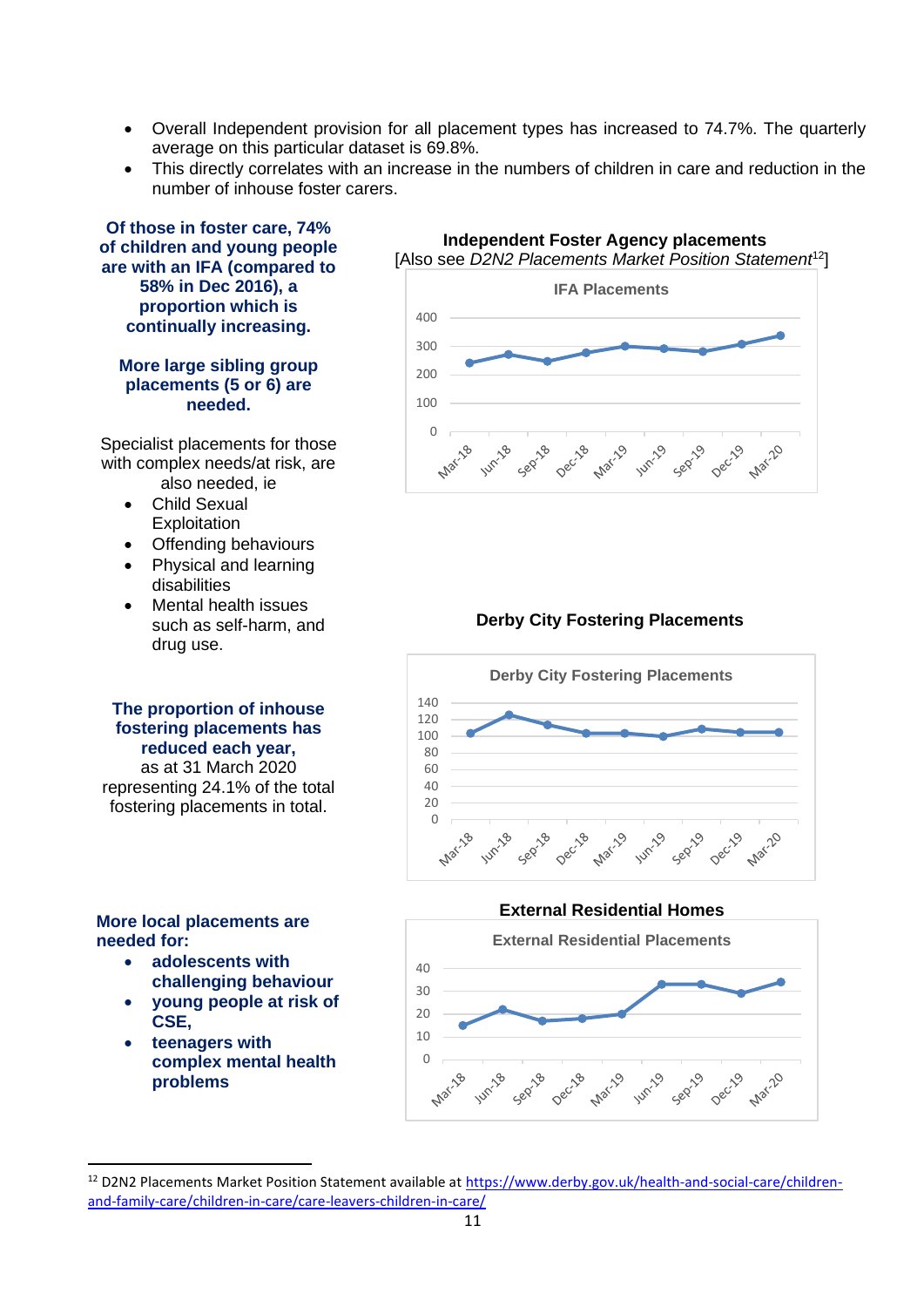- Overall Independent provision for all placement types has increased to 74.7%. The quarterly average on this particular dataset is 69.8%.
- This directly correlates with an increase in the numbers of children in care and reduction in the number of inhouse foster carers.

**Of those in foster care, 74% of children and young people are with an IFA (compared to 58% in Dec 2016), a proportion which is continually increasing.**

**More large sibling group placements (5 or 6) are needed.**

Specialist placements for those with complex needs/at risk, are also needed, ie

- Child Sexual Exploitation
- Offending behaviours
- Physical and learning disabilities
- Mental health issues such as self-harm, and drug use.

**The proportion of inhouse fostering placements has reduced each year,** as at 31 March 2020 representing 24.1% of the total fostering placements in total.

**More local placements are needed for:**

- **adolescents with challenging behaviour**
- **young people at risk of CSE,**
- **teenagers with complex mental health problems**

**Independent Foster Agency placements**

[Also see *D2N2 Placements Market Position Statement*[12]]

IFA Placements

**Derby City Fostering Placements**

Derby City Fostering Placements

**External Residential Homes**

External Residential Placements

[12] D2N2 Placements Market Position Statement available at https://www.derby.gov.uk/health-and-social-care/children-and-family-care/children-in-care/care-leavers-children-in-care/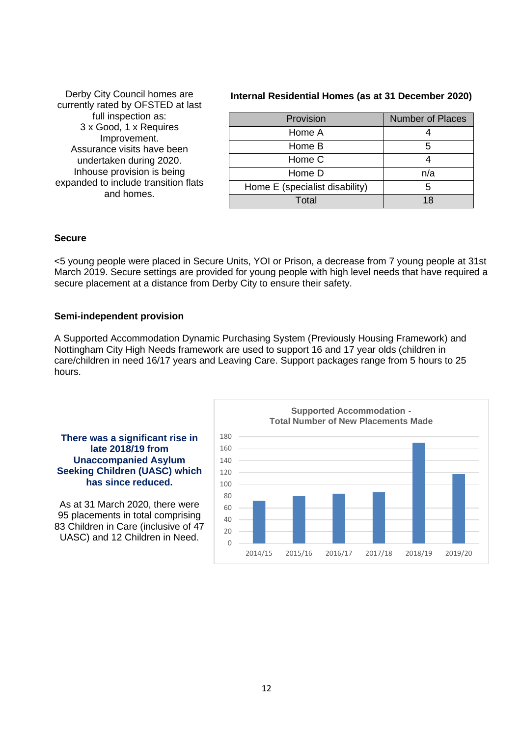Derby City Council homes are currently rated by OFSTED at last full inspection as:
3 x Good, 1 x Requires Improvement.
Assurance visits have been undertaken during 2020.
Inhouse provision is being expanded to include transition flats and homes.

**Internal Residential Homes (as at 31 December 2020)**

| Provision | Number of Places |
|---|---|
| Home A | 4 |
| Home B | 5 |
| Home C | 4 |
| Home D | n/a |
| Home E (specialist disability) | 5 |
| Total | 18 |

**Secure**

<5 young people were placed in Secure Units, YOI or Prison, a decrease from 7 young people at 31st March 2019. Secure settings are provided for young people with high level needs that have required a secure placement at a distance from Derby City to ensure their safety.

**Semi-independent provision**

A Supported Accommodation Dynamic Purchasing System (Previously Housing Framework) and Nottingham City High Needs framework are used to support 16 and 17 year olds (children in care/children in need 16/17 years and Leaving Care. Support packages range from 5 hours to 25 hours.

**There was a significant rise in late 2018/19 from Unaccompanied Asylum Seeking Children (UASC) which has since reduced.**

As at 31 March 2020, there were 95 placements in total comprising 83 Children in Care (inclusive of 47 UASC) and 12 Children in Need.

**Supported Accommodation - Total Number of New Placements Made**

| Year | New Placements (approx.) |
|---|---|
| 2014/15 | 72 |
| 2015/16 | 80 |
| 2016/17 | 84 |
| 2017/18 | 87 |
| 2018/19 | 170 |
| 2019/20 | 117 |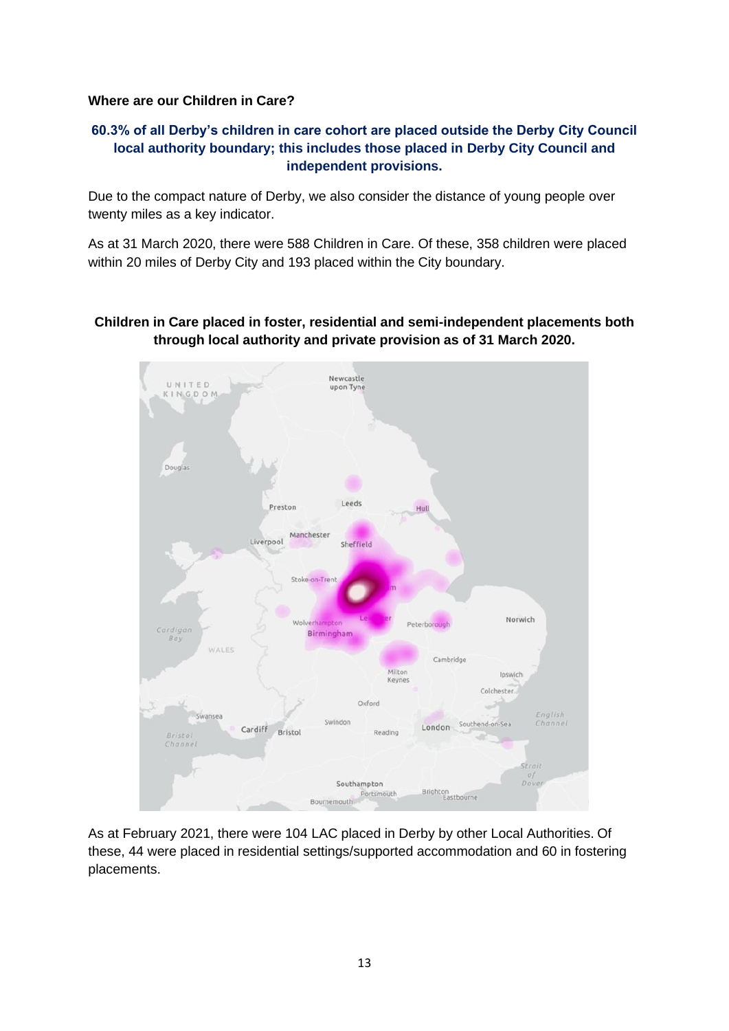**Where are our Children in Care?**

**60.3% of all Derby's children in care cohort are placed outside the Derby City Council local authority boundary; this includes those placed in Derby City Council and independent provisions.**

Due to the compact nature of Derby, we also consider the distance of young people over twenty miles as a key indicator.

As at 31 March 2020, there were 588 Children in Care. Of these, 358 children were placed within 20 miles of Derby City and 193 placed within the City boundary.

**Children in Care placed in foster, residential and semi-independent placements both through local authority and private provision as of 31 March 2020.**

As at February 2021, there were 104 LAC placed in Derby by other Local Authorities. Of these, 44 were placed in residential settings/supported accommodation and 60 in fostering placements.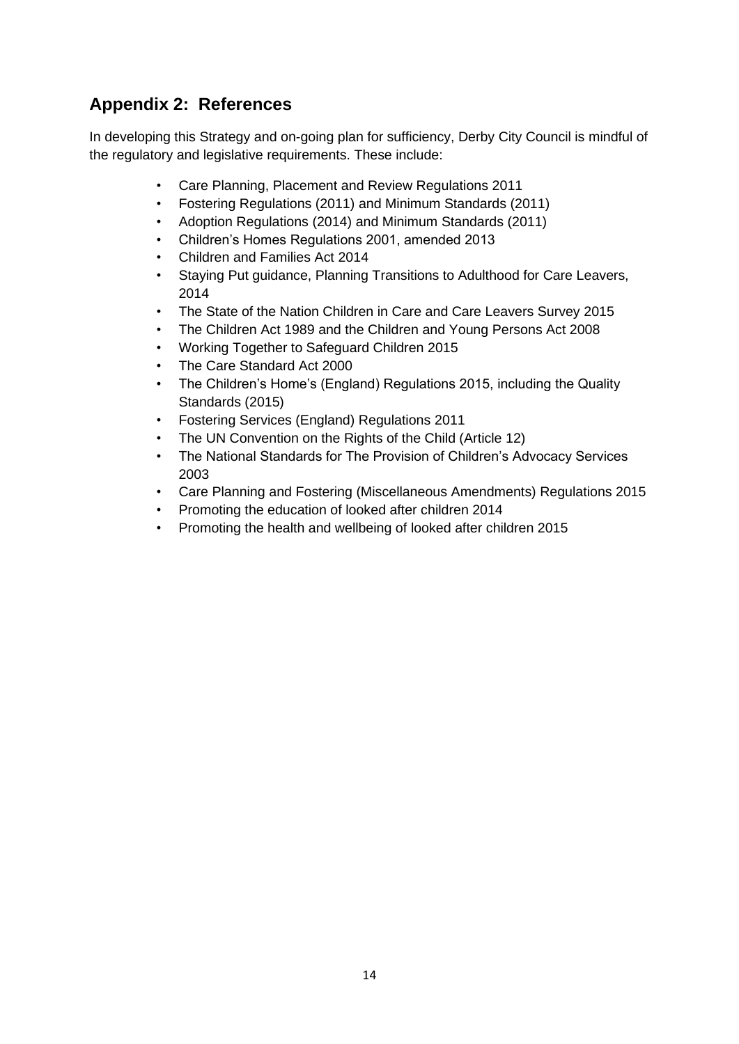## Appendix 2: References

In developing this Strategy and on-going plan for sufficiency, Derby City Council is mindful of the regulatory and legislative requirements. These include:

- Care Planning, Placement and Review Regulations 2011
- Fostering Regulations (2011) and Minimum Standards (2011)
- Adoption Regulations (2014) and Minimum Standards (2011)
- Children's Homes Regulations 2001, amended 2013
- Children and Families Act 2014
- Staying Put guidance, Planning Transitions to Adulthood for Care Leavers, 2014
- The State of the Nation Children in Care and Care Leavers Survey 2015
- The Children Act 1989 and the Children and Young Persons Act 2008
- Working Together to Safeguard Children 2015
- The Care Standard Act 2000
- The Children's Home's (England) Regulations 2015, including the Quality Standards (2015)
- Fostering Services (England) Regulations 2011
- The UN Convention on the Rights of the Child (Article 12)
- The National Standards for The Provision of Children's Advocacy Services 2003
- Care Planning and Fostering (Miscellaneous Amendments) Regulations 2015
- Promoting the education of looked after children 2014
- Promoting the health and wellbeing of looked after children 2015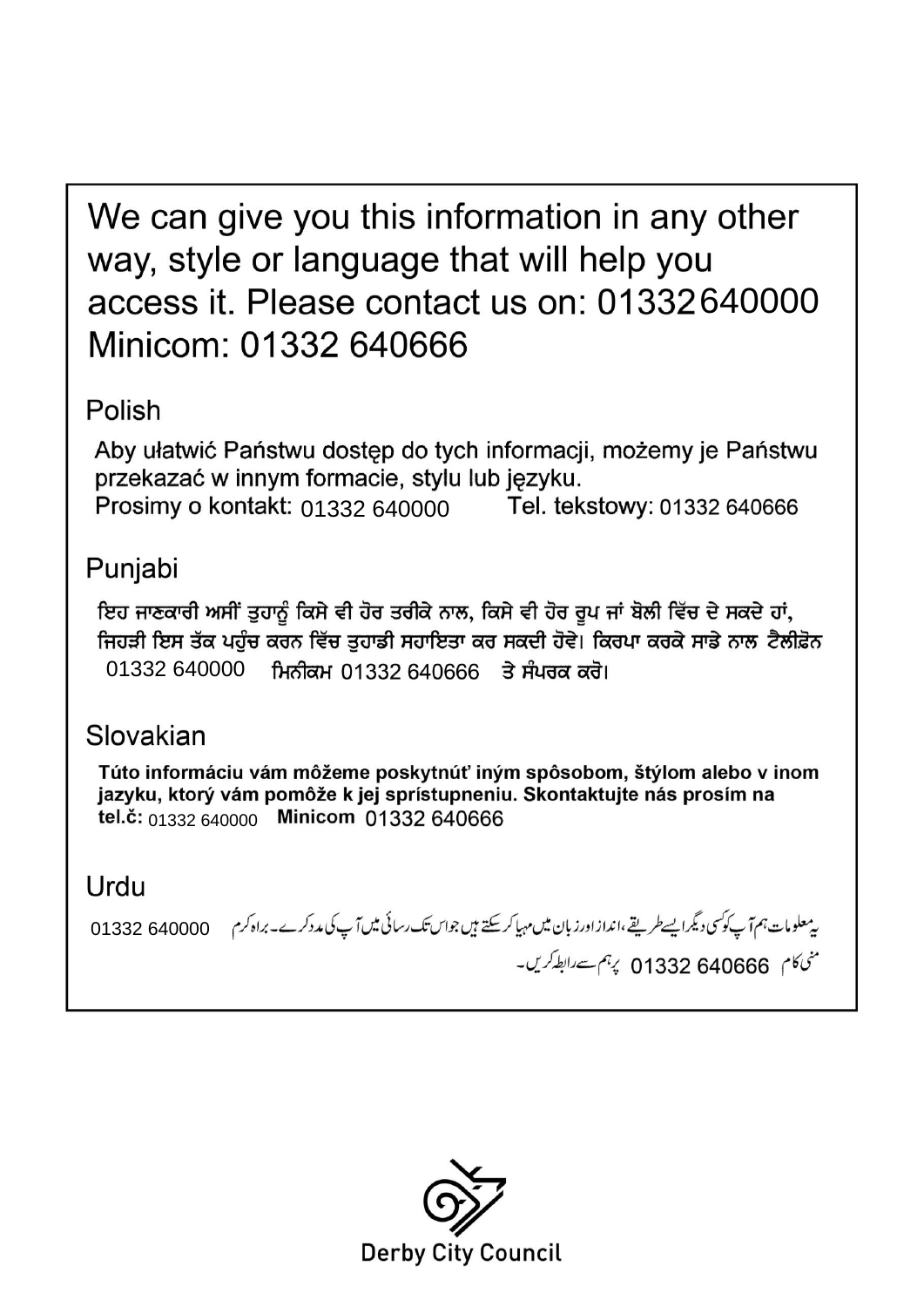We can give you this information in any other way, style or language that will help you access it. Please contact us on: 01332 640000 Minicom: 01332 640666

Polish

Aby ułatwić Państwu dostęp do tych informacji, możemy je Państwu przekazać w innym formacie, stylu lub języku.
Prosimy o kontakt: 01332 640000 Tel. tekstowy: 01332 640666

Punjabi

ਇਹ ਜਾਣਕਾਰੀ ਅਸੀਂ ਤੁਹਾਨੂੰ ਕਿਸੇ ਵੀ ਹੋਰ ਤਰੀਕੇ ਨਾਲ, ਕਿਸੇ ਵੀ ਹੋਰ ਰੂਪ ਜਾਂ ਬੋਲੀ ਵਿੱਚ ਦੇ ਸਕਦੇ ਹਾਂ, ਜਿਹੜੀ ਇਸ ਤੱਕ ਪਹੁੰਚ ਕਰਨ ਵਿੱਚ ਤੁਹਾਡੀ ਸਹਾਇਤਾ ਕਰ ਸਕਦੀ ਹੋਵੇ। ਕਿਰਪਾ ਕਰਕੇ ਸਾਡੇ ਨਾਲ ਟੈਲੀਫ਼ੋਨ 01332 640000 ਮਿਨੀਕਮ 01332 640666 ਤੇ ਸੰਪਰਕ ਕਰੋ।

Slovakian

**Túto informáciu vám môžeme poskytnúť iným spôsobom, štýlom alebo v inom jazyku, ktorý vám pomôže k jej sprístupneniu. Skontaktujte nás prosím na tel.č:** 01332 640000 **Minicom** 01332 640666

Urdu

یہ معلومات ہم آپ کو کسی دیگر ایسے طریقے، انداز اور زبان میں مہیا کر سکتے ہیں جو اس تک رسائی میں آپ کی مدد کرے۔ براہ کرم 01332 640000 منی کام 01332 640666 پر ہم سے رابطہ کریں۔

Derby City Council